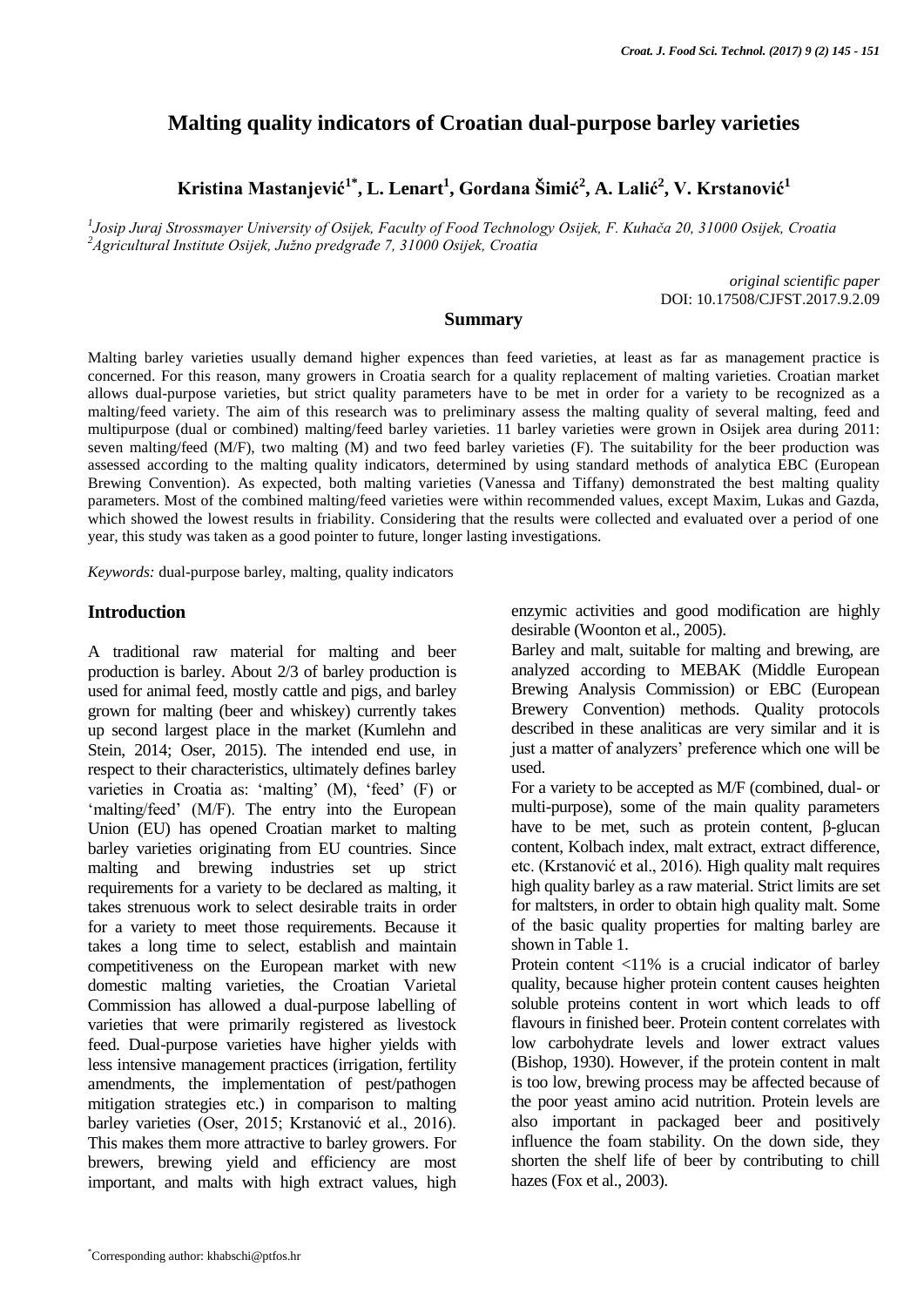# Malting quality indicators of Croatian dual-purpose barley varieties

**Kristina Mastanjević[1*], L. Lenart[1], Gordana Šimić[2], A. Lalić[2], V. Krstanović[1]**

[1]*Josip Juraj Strossmayer University of Osijek, Faculty of Food Technology Osijek, F. Kuhača 20, 31000 Osijek, Croatia*
[2]*Agricultural Institute Osijek, Južno predgrađe 7, 31000 Osijek, Croatia*

*original scientific paper*
DOI: 10.17508/CJFST.2017.9.2.09

## Summary

Malting barley varieties usually demand higher expences than feed varieties, at least as far as management practice is concerned. For this reason, many growers in Croatia search for a quality replacement of malting varieties. Croatian market allows dual-purpose varieties, but strict quality parameters have to be met in order for a variety to be recognized as a malting/feed variety. The aim of this research was to preliminary assess the malting quality of several malting, feed and multipurpose (dual or combined) malting/feed barley varieties. 11 barley varieties were grown in Osijek area during 2011: seven malting/feed (M/F), two malting (M) and two feed barley varieties (F). The suitability for the beer production was assessed according to the malting quality indicators, determined by using standard methods of analytica EBC (European Brewing Convention). As expected, both malting varieties (Vanessa and Tiffany) demonstrated the best malting quality parameters. Most of the combined malting/feed varieties were within recommended values, except Maxim, Lukas and Gazda, which showed the lowest results in friability. Considering that the results were collected and evaluated over a period of one year, this study was taken as a good pointer to future, longer lasting investigations.

*Keywords:* dual-purpose barley, malting, quality indicators

## Introduction

A traditional raw material for malting and beer production is barley. About 2/3 of barley production is used for animal feed, mostly cattle and pigs, and barley grown for malting (beer and whiskey) currently takes up second largest place in the market (Kumlehn and Stein, 2014; Oser, 2015). The intended end use, in respect to their characteristics, ultimately defines barley varieties in Croatia as: 'malting' (M), 'feed' (F) or 'malting/feed' (M/F). The entry into the European Union (EU) has opened Croatian market to malting barley varieties originating from EU countries. Since malting and brewing industries set up strict requirements for a variety to be declared as malting, it takes strenuous work to select desirable traits in order for a variety to meet those requirements. Because it takes a long time to select, establish and maintain competitiveness on the European market with new domestic malting varieties, the Croatian Varietal Commission has allowed a dual-purpose labelling of varieties that were primarily registered as livestock feed. Dual-purpose varieties have higher yields with less intensive management practices (irrigation, fertility amendments, the implementation of pest/pathogen mitigation strategies etc.) in comparison to malting barley varieties (Oser, 2015; Krstanović et al., 2016). This makes them more attractive to barley growers. For brewers, brewing yield and efficiency are most important, and malts with high extract values, high enzymic activities and good modification are highly desirable (Woonton et al., 2005).

Barley and malt, suitable for malting and brewing, are analyzed according to MEBAK (Middle European Brewing Analysis Commission) or EBC (European Brewery Convention) methods. Quality protocols described in these analiticas are very similar and it is just a matter of analyzers' preference which one will be used.

For a variety to be accepted as M/F (combined, dual- or multi-purpose), some of the main quality parameters have to be met, such as protein content, β-glucan content, Kolbach index, malt extract, extract difference, etc. (Krstanović et al., 2016). High quality malt requires high quality barley as a raw material. Strict limits are set for maltsters, in order to obtain high quality malt. Some of the basic quality properties for malting barley are shown in Table 1.

Protein content <11% is a crucial indicator of barley quality, because higher protein content causes heighten soluble proteins content in wort which leads to off flavours in finished beer. Protein content correlates with low carbohydrate levels and lower extract values (Bishop, 1930). However, if the protein content in malt is too low, brewing process may be affected because of the poor yeast amino acid nutrition. Protein levels are also important in packaged beer and positively influence the foam stability. On the down side, they shorten the shelf life of beer by contributing to chill hazes (Fox et al., 2003).

[*]Corresponding author: khabschi@ptfos.hr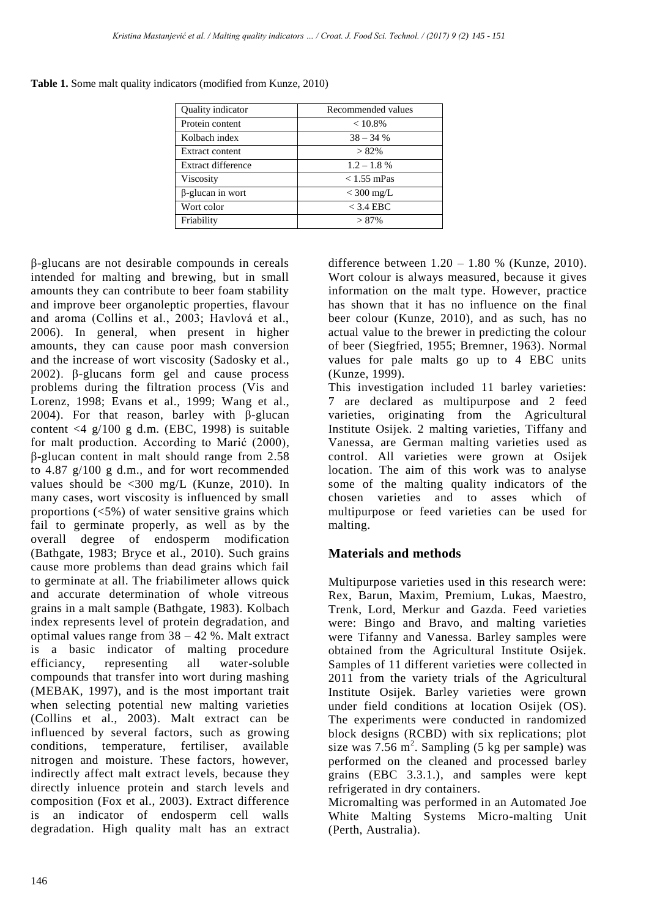**Table 1.** Some malt quality indicators (modified from Kunze, 2010)

| Quality indicator | Recommended values |
| --- | --- |
| Protein content | < 10.8% |
| Kolbach index | 38 – 34 % |
| Extract content | > 82% |
| Extract difference | 1.2 – 1.8 % |
| Viscosity | < 1.55 mPas |
| β-glucan in wort | < 300 mg/L |
| Wort color | < 3.4 EBC |
| Friability | > 87% |

β-glucans are not desirable compounds in cereals intended for malting and brewing, but in small amounts they can contribute to beer foam stability and improve beer organoleptic properties, flavour and aroma (Collins et al., 2003; Havlová et al., 2006). In general, when present in higher amounts, they can cause poor mash conversion and the increase of wort viscosity (Sadosky et al., 2002). β-glucans form gel and cause process problems during the filtration process (Vis and Lorenz, 1998; Evans et al., 1999; Wang et al., 2004). For that reason, barley with β-glucan content <4 g/100 g d.m. (EBC, 1998) is suitable for malt production. According to Marić (2000), β-glucan content in malt should range from 2.58 to 4.87 g/100 g d.m., and for wort recommended values should be <300 mg/L (Kunze, 2010). In many cases, wort viscosity is influenced by small proportions (<5%) of water sensitive grains which fail to germinate properly, as well as by the overall degree of endosperm modification (Bathgate, 1983; Bryce et al., 2010). Such grains cause more problems than dead grains which fail to germinate at all. The friabilimeter allows quick and accurate determination of whole vitreous grains in a malt sample (Bathgate, 1983). Kolbach index represents level of protein degradation, and optimal values range from 38 – 42 %. Malt extract is a basic indicator of malting procedure efficiency, representing all water-soluble compounds that transfer into wort during mashing (MEBAK, 1997), and is the most important trait when selecting potential new malting varieties (Collins et al., 2003). Malt extract can be influenced by several factors, such as growing conditions, temperature, fertiliser, available nitrogen and moisture. These factors, however, indirectly affect malt extract levels, because they directly inluence protein and starch levels and composition (Fox et al., 2003). Extract difference is an indicator of endosperm cell walls degradation. High quality malt has an extract difference between 1.20 – 1.80 % (Kunze, 2010). Wort colour is always measured, because it gives information on the malt type. However, practice has shown that it has no influence on the final beer colour (Kunze, 2010), and as such, has no actual value to the brewer in predicting the colour of beer (Siegfried, 1955; Bremner, 1963). Normal values for pale malts go up to 4 EBC units (Kunze, 1999).

This investigation included 11 barley varieties: 7 are declared as multipurpose and 2 feed varieties, originating from the Agricultural Institute Osijek. 2 malting varieties, Tiffany and Vanessa, are German malting varieties used as control. All varieties were grown at Osijek location. The aim of this work was to analyse some of the malting quality indicators of the chosen varieties and to asses which of multipurpose or feed varieties can be used for malting.

## Materials and methods

Multipurpose varieties used in this research were: Rex, Barun, Maxim, Premium, Lukas, Maestro, Trenk, Lord, Merkur and Gazda. Feed varieties were: Bingo and Bravo, and malting varieties were Tiffany and Vanessa. Barley samples were obtained from the Agricultural Institute Osijek. Samples of 11 different varieties were collected in 2011 from the variety trials of the Agricultural Institute Osijek. Barley varieties were grown under field conditions at location Osijek (OS). The experiments were conducted in randomized block designs (RCBD) with six replications; plot size was 7.56 m$^2$. Sampling (5 kg per sample) was performed on the cleaned and processed barley grains (EBC 3.3.1.), and samples were kept refrigerated in dry containers.

Micromalting was performed in an Automated Joe White Malting Systems Micro-malting Unit (Perth, Australia).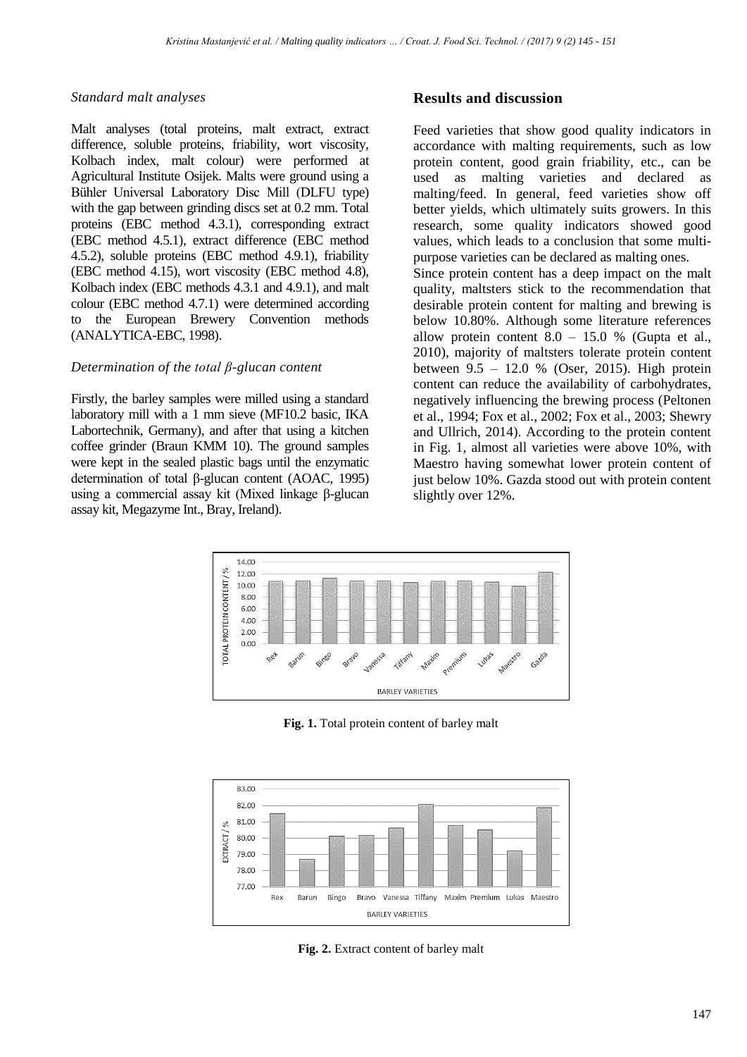### *Standard malt analyses*

Malt analyses (total proteins, malt extract, extract difference, soluble proteins, friability, wort viscosity, Kolbach index, malt colour) were performed at Agricultural Institute Osijek. Malts were ground using a Bühler Universal Laboratory Disc Mill (DLFU type) with the gap between grinding discs set at 0.2 mm. Total proteins (EBC method 4.3.1), corresponding extract (EBC method 4.5.1), extract difference (EBC method 4.5.2), soluble proteins (EBC method 4.9.1), friability (EBC method 4.15), wort viscosity (EBC method 4.8), Kolbach index (EBC methods 4.3.1 and 4.9.1), and malt colour (EBC method 4.7.1) were determined according to the European Brewery Convention methods (ANALYTICA-EBC, 1998).

### *Determination of the total β-glucan content*

Firstly, the barley samples were milled using a standard laboratory mill with a 1 mm sieve (MF10.2 basic, IKA Labortechnik, Germany), and after that using a kitchen coffee grinder (Braun KMM 10). The ground samples were kept in the sealed plastic bags until the enzymatic determination of total β-glucan content (AOAC, 1995) using a commercial assay kit (Mixed linkage β-glucan assay kit, Megazyme Int., Bray, Ireland).

## Results and discussion

Feed varieties that show good quality indicators in accordance with malting requirements, such as low protein content, good grain friability, etc., can be used as malting varieties and declared as malting/feed. In general, feed varieties show off better yields, which ultimately suits growers. In this research, some quality indicators showed good values, which leads to a conclusion that some multi-purpose varieties can be declared as malting ones.

Since protein content has a deep impact on the malt quality, maltsters stick to the recommendation that desirable protein content for malting and brewing is below 10.80%. Although some literature references allow protein content 8.0 – 15.0 % (Gupta et al., 2010), majority of maltsters tolerate protein content between 9.5 – 12.0 % (Oser, 2015). High protein content can reduce the availability of carbohydrates, negatively influencing the brewing process (Peltonen et al., 1994; Fox et al., 2002; Fox et al., 2003; Shewry and Ullrich, 2014). According to the protein content in Fig. 1, almost all varieties were above 10%, with Maestro having somewhat lower protein content of just below 10%. Gazda stood out with protein content slightly over 12%.

**Fig. 1.** Total protein content of barley malt

**Fig. 2.** Extract content of barley malt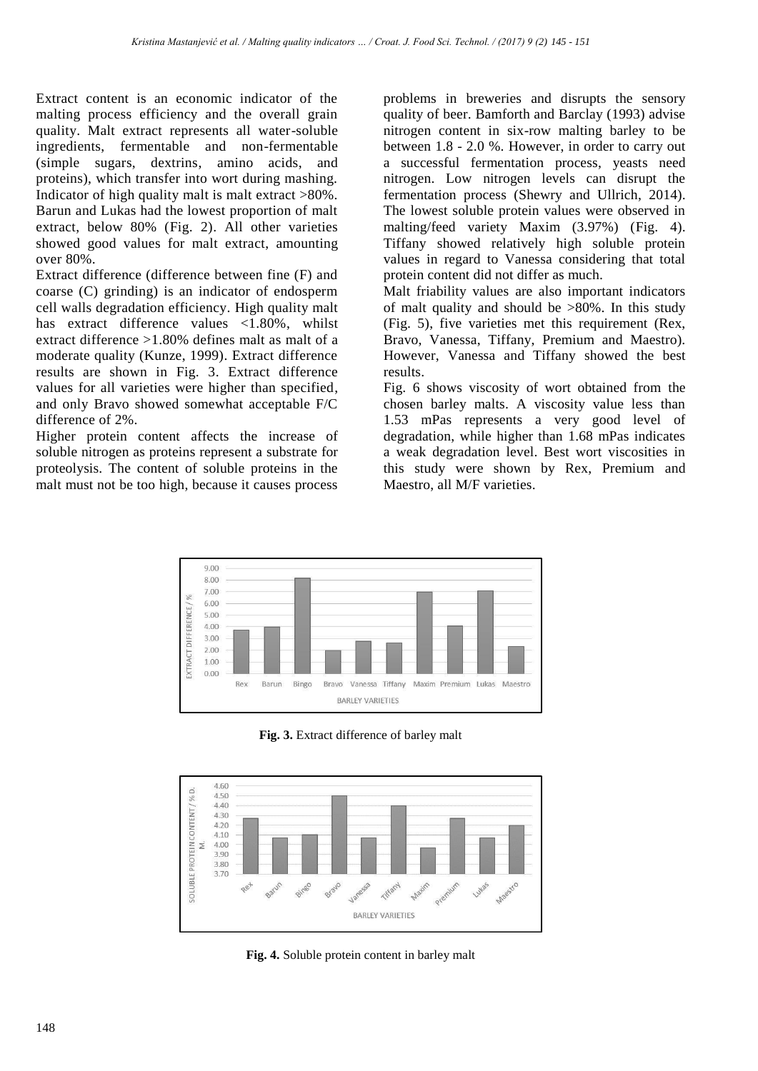Extract content is an economic indicator of the malting process efficiency and the overall grain quality. Malt extract represents all water-soluble ingredients, fermentable and non-fermentable (simple sugars, dextrins, amino acids, and proteins), which transfer into wort during mashing. Indicator of high quality malt is malt extract >80%. Barun and Lukas had the lowest proportion of malt extract, below 80% (Fig. 2). All other varieties showed good values for malt extract, amounting over 80%.

Extract difference (difference between fine (F) and coarse (C) grinding) is an indicator of endosperm cell walls degradation efficiency. High quality malt has extract difference values <1.80%, whilst extract difference >1.80% defines malt as malt of a moderate quality (Kunze, 1999). Extract difference results are shown in Fig. 3. Extract difference values for all varieties were higher than specified, and only Bravo showed somewhat acceptable F/C difference of 2%.

Higher protein content affects the increase of soluble nitrogen as proteins represent a substrate for proteolysis. The content of soluble proteins in the malt must not be too high, because it causes process problems in breweries and disrupts the sensory quality of beer. Bamforth and Barclay (1993) advise nitrogen content in six-row malting barley to be between 1.8 - 2.0 %. However, in order to carry out a successful fermentation process, yeasts need nitrogen. Low nitrogen levels can disrupt the fermentation process (Shewry and Ullrich, 2014). The lowest soluble protein values were observed in malting/feed variety Maxim (3.97%) (Fig. 4). Tiffany showed relatively high soluble protein values in regard to Vanessa considering that total protein content did not differ as much.

Malt friability values are also important indicators of malt quality and should be >80%. In this study (Fig. 5), five varieties met this requirement (Rex, Bravo, Vanessa, Tiffany, Premium and Maestro). However, Vanessa and Tiffany showed the best results.

Fig. 6 shows viscosity of wort obtained from the chosen barley malts. A viscosity value less than 1.53 mPas represents a very good level of degradation, while higher than 1.68 mPas indicates a weak degradation level. Best wort viscosities in this study were shown by Rex, Premium and Maestro, all M/F varieties.

**Fig. 3.** Extract difference of barley malt

**Fig. 4.** Soluble protein content in barley malt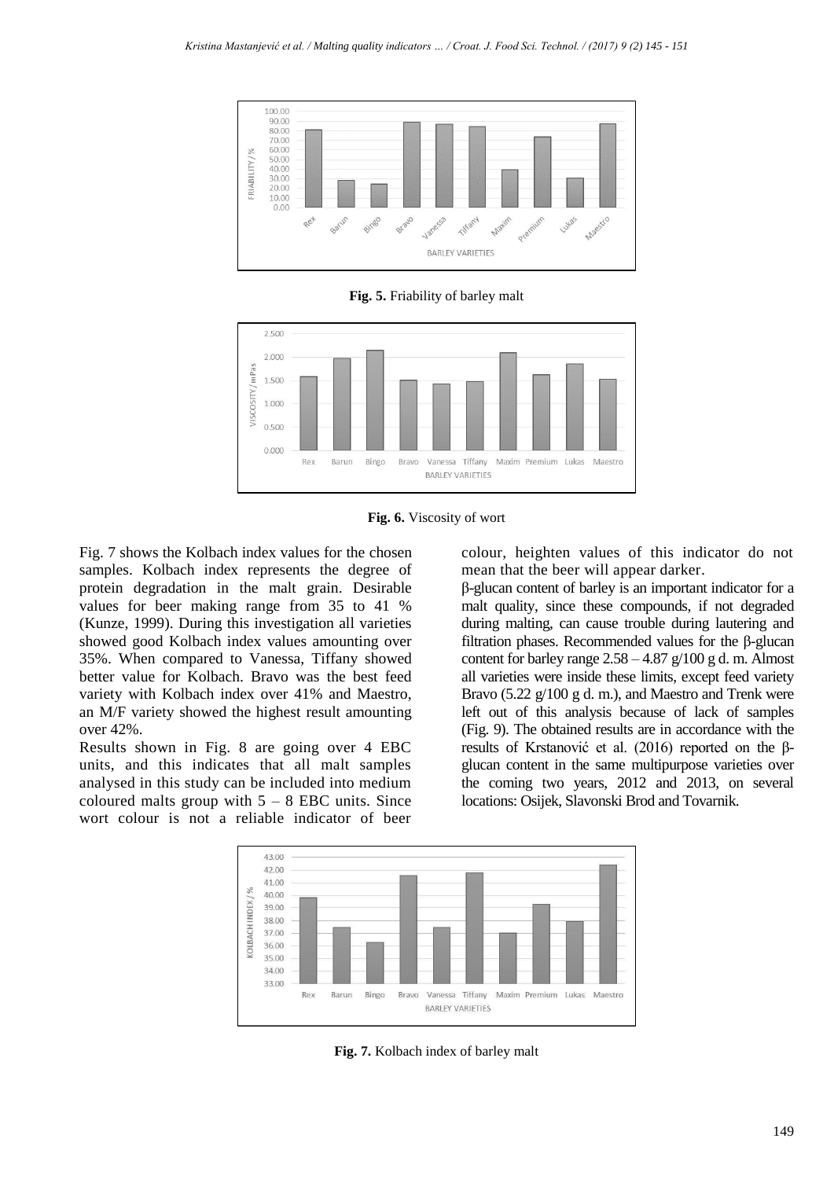Fig. 5. Friability of barley malt

Fig. 6. Viscosity of wort

Fig. 7 shows the Kolbach index values for the chosen samples. Kolbach index represents the degree of protein degradation in the malt grain. Desirable values for beer making range from 35 to 41 % (Kunze, 1999). During this investigation all varieties showed good Kolbach index values amounting over 35%. When compared to Vanessa, Tiffany showed better value for Kolbach. Bravo was the best feed variety with Kolbach index over 41% and Maestro, an M/F variety showed the highest result amounting over 42%.

Results shown in Fig. 8 are going over 4 EBC units, and this indicates that all malt samples analysed in this study can be included into medium coloured malts group with 5 – 8 EBC units. Since wort colour is not a reliable indicator of beer colour, heighten values of this indicator do not mean that the beer will appear darker.

β-glucan content of barley is an important indicator for a malt quality, since these compounds, if not degraded during malting, can cause trouble during lautering and filtration phases. Recommended values for the β-glucan content for barley range 2.58 – 4.87 g/100 g d. m. Almost all varieties were inside these limits, except feed variety Bravo (5.22 g/100 g d. m.), and Maestro and Trenk were left out of this analysis because of lack of samples (Fig. 9). The obtained results are in accordance with the results of Krstanović et al. (2016) reported on the β-glucan content in the same multipurpose varieties over the coming two years, 2012 and 2013, on several locations: Osijek, Slavonski Brod and Tovarnik.

Fig. 7. Kolbach index of barley malt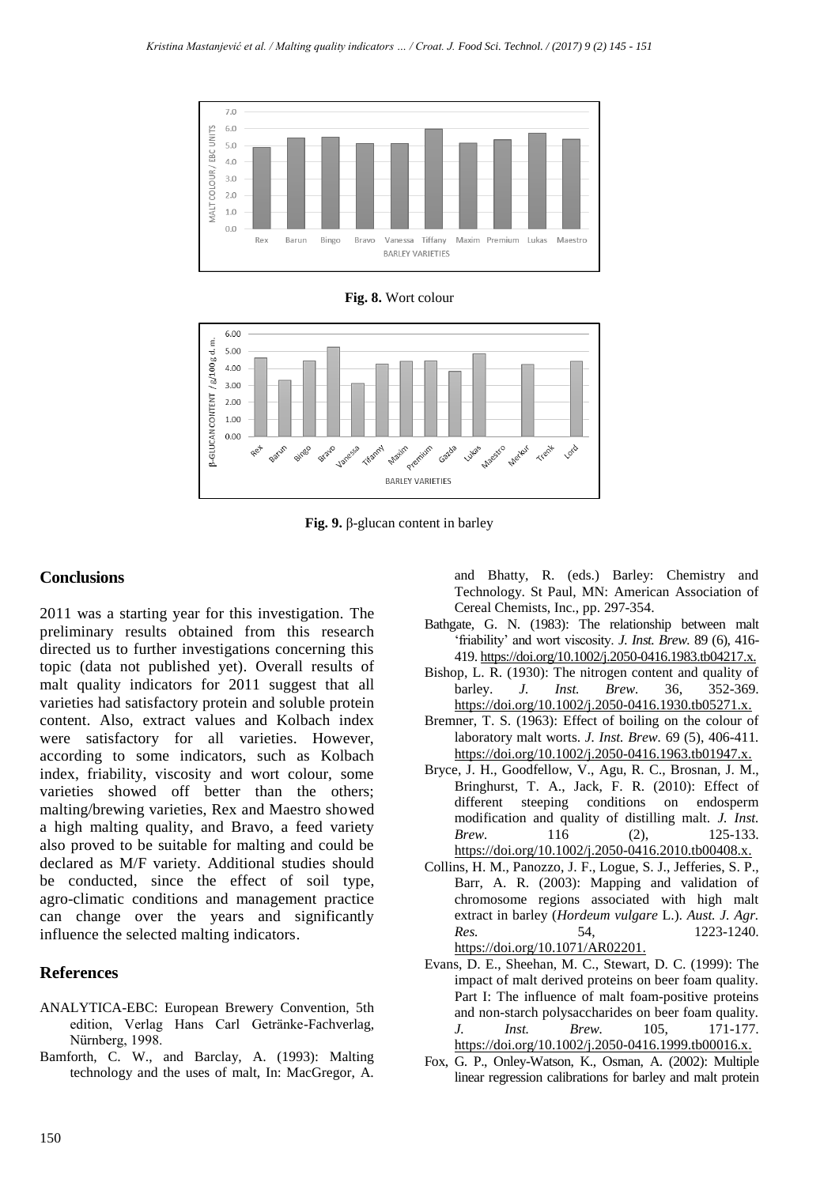**Fig. 8.** Wort colour

**Fig. 9.** β-glucan content in barley

## Conclusions

2011 was a starting year for this investigation. The preliminary results obtained from this research directed us to further investigations concerning this topic (data not published yet). Overall results of malt quality indicators for 2011 suggest that all varieties had satisfactory protein and soluble protein content. Also, extract values and Kolbach index were satisfactory for all varieties. However, according to some indicators, such as Kolbach index, friability, viscosity and wort colour, some varieties showed off better than the others; malting/brewing varieties, Rex and Maestro showed a high malting quality, and Bravo, a feed variety also proved to be suitable for malting and could be declared as M/F variety. Additional studies should be conducted, since the effect of soil type, agro-climatic conditions and management practice can change over the years and significantly influence the selected malting indicators.

## References

ANALYTICA-EBC: European Brewery Convention, 5th edition, Verlag Hans Carl Getränke-Fachverlag, Nürnberg, 1998.

Bamforth, C. W., and Barclay, A. (1993): Malting technology and the uses of malt, In: MacGregor, A. and Bhatty, R. (eds.) Barley: Chemistry and Technology. St Paul, MN: American Association of Cereal Chemists, Inc., pp. 297-354.

Bathgate, G. N. (1983): The relationship between malt 'friability' and wort viscosity. *J. Inst. Brew.* 89 (6), 416-419. https://doi.org/10.1002/j.2050-0416.1983.tb04217.x.

Bishop, L. R. (1930): The nitrogen content and quality of barley. *J. Inst. Brew.* 36, 352-369. https://doi.org/10.1002/j.2050-0416.1930.tb05271.x.

Bremner, T. S. (1963): Effect of boiling on the colour of laboratory malt worts. *J. Inst. Brew.* 69 (5), 406-411. https://doi.org/10.1002/j.2050-0416.1963.tb01947.x.

Bryce, J. H., Goodfellow, V., Agu, R. C., Brosnan, J. M., Bringhurst, T. A., Jack, F. R. (2010): Effect of different steeping conditions on endosperm modification and quality of distilling malt. *J. Inst. Brew.* 116 (2), 125-133. https://doi.org/10.1002/j.2050-0416.2010.tb00408.x.

Collins, H. M., Panozzo, J. F., Logue, S. J., Jefferies, S. P., Barr, A. R. (2003): Mapping and validation of chromosome regions associated with high malt extract in barley (*Hordeum vulgare* L.). *Aust. J. Agr. Res.* 54, 1223-1240. https://doi.org/10.1071/AR02201.

Evans, D. E., Sheehan, M. C., Stewart, D. C. (1999): The impact of malt derived proteins on beer foam quality. Part I: The influence of malt foam-positive proteins and non-starch polysaccharides on beer foam quality. *J. Inst. Brew.* 105, 171-177. https://doi.org/10.1002/j.2050-0416.1999.tb00016.x.

Fox, G. P., Onley-Watson, K., Osman, A. (2002): Multiple linear regression calibrations for barley and malt protein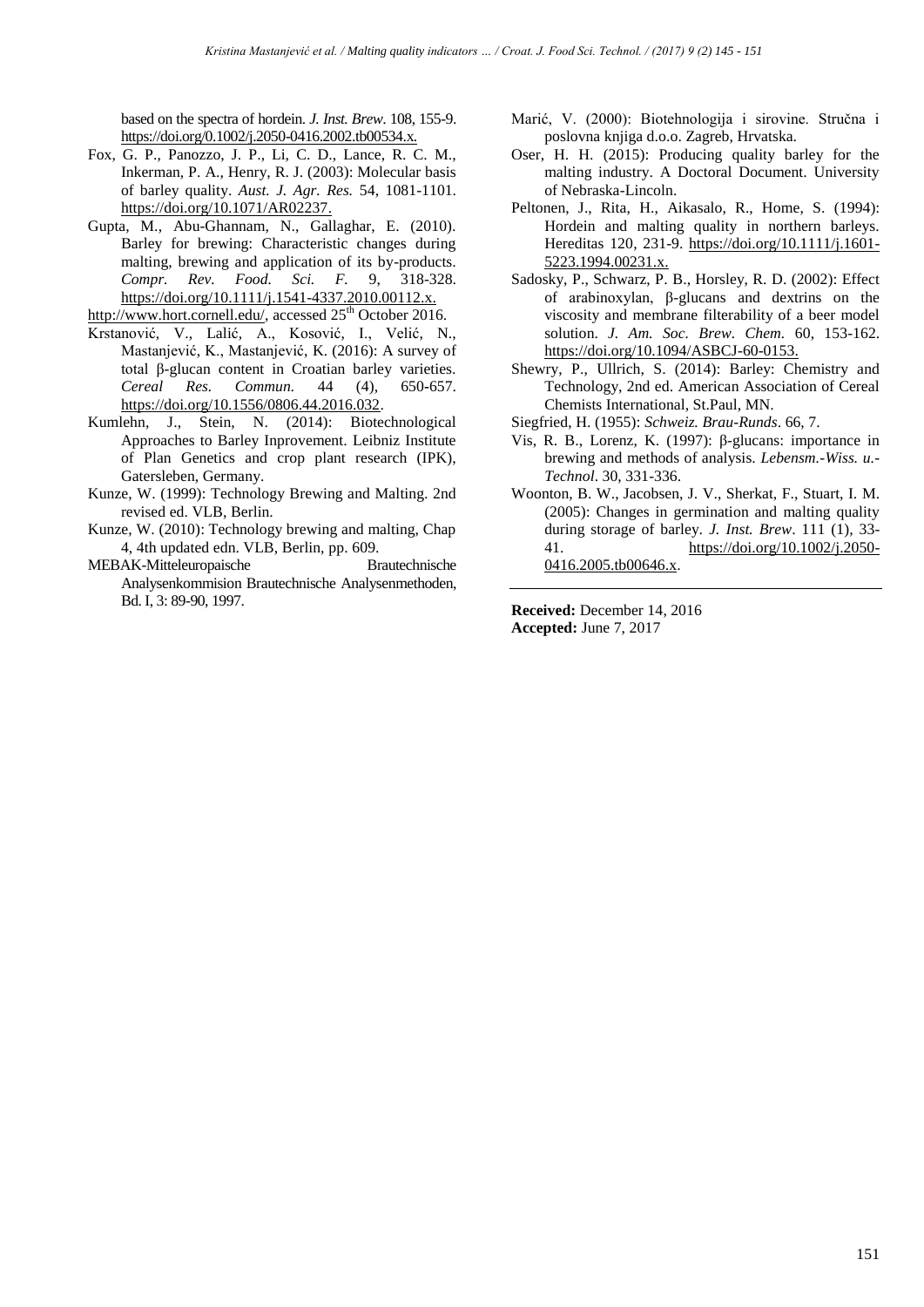based on the spectra of hordein. *J. Inst. Brew.* 108, 155-9. https://doi.org/0.1002/j.2050-0416.2002.tb00534.x.

Fox, G. P., Panozzo, J. P., Li, C. D., Lance, R. C. M., Inkerman, P. A., Henry, R. J. (2003): Molecular basis of barley quality. *Aust. J. Agr. Res.* 54, 1081-1101. https://doi.org/10.1071/AR02237.

Gupta, M., Abu-Ghannam, N., Gallaghar, E. (2010). Barley for brewing: Characteristic changes during malting, brewing and application of its by-products. *Compr. Rev. Food. Sci. F.* 9, 318-328. https://doi.org/10.1111/j.1541-4337.2010.00112.x.

http://www.hort.cornell.edu/, accessed 25th October 2016.

Krstanović, V., Lalić, A., Kosović, I., Velić, N., Mastanjević, K., Mastanjević, K. (2016): A survey of total β-glucan content in Croatian barley varieties. *Cereal Res. Commun.* 44 (4), 650-657. https://doi.org/10.1556/0806.44.2016.032.

Kumlehn, J., Stein, N. (2014): Biotechnological Approaches to Barley Inprovement. Leibniz Institute of Plan Genetics and crop plant research (IPK), Gatersleben, Germany.

Kunze, W. (1999): Technology Brewing and Malting. 2nd revised ed. VLB, Berlin.

Kunze, W. (2010): Technology brewing and malting, Chap 4, 4th updated edn. VLB, Berlin, pp. 609.

MEBAK-Mitteleuropaische Brautechnische Analysenkommision Brautechnische Analysenmethoden, Bd. I, 3: 89-90, 1997.

Marić, V. (2000): Biotehnologija i sirovine. Stručna i poslovna knjiga d.o.o. Zagreb, Hrvatska.

Oser, H. H. (2015): Producing quality barley for the malting industry. A Doctoral Document. University of Nebraska-Lincoln.

Peltonen, J., Rita, H., Aikasalo, R., Home, S. (1994): Hordein and malting quality in northern barleys. Hereditas 120, 231-9. https://doi.org/10.1111/j.1601-5223.1994.00231.x.

Sadosky, P., Schwarz, P. B., Horsley, R. D. (2002): Effect of arabinoxylan, β-glucans and dextrins on the viscosity and membrane filterability of a beer model solution. *J. Am. Soc. Brew. Chem.* 60, 153-162. https://doi.org/10.1094/ASBCJ-60-0153.

Shewry, P., Ullrich, S. (2014): Barley: Chemistry and Technology, 2nd ed. American Association of Cereal Chemists International, St.Paul, MN.

Siegfried, H. (1955): *Schweiz. Brau-Runds*. 66, 7.

Vis, R. B., Lorenz, K. (1997): β-glucans: importance in brewing and methods of analysis. *Lebensm.-Wiss. u.-Technol*. 30, 331-336.

Woonton, B. W., Jacobsen, J. V., Sherkat, F., Stuart, I. M. (2005): Changes in germination and malting quality during storage of barley. *J. Inst. Brew*. 111 (1), 33-41. https://doi.org/10.1002/j.2050-0416.2005.tb00646.x.

**Received:** December 14, 2016
**Accepted:** June 7, 2017